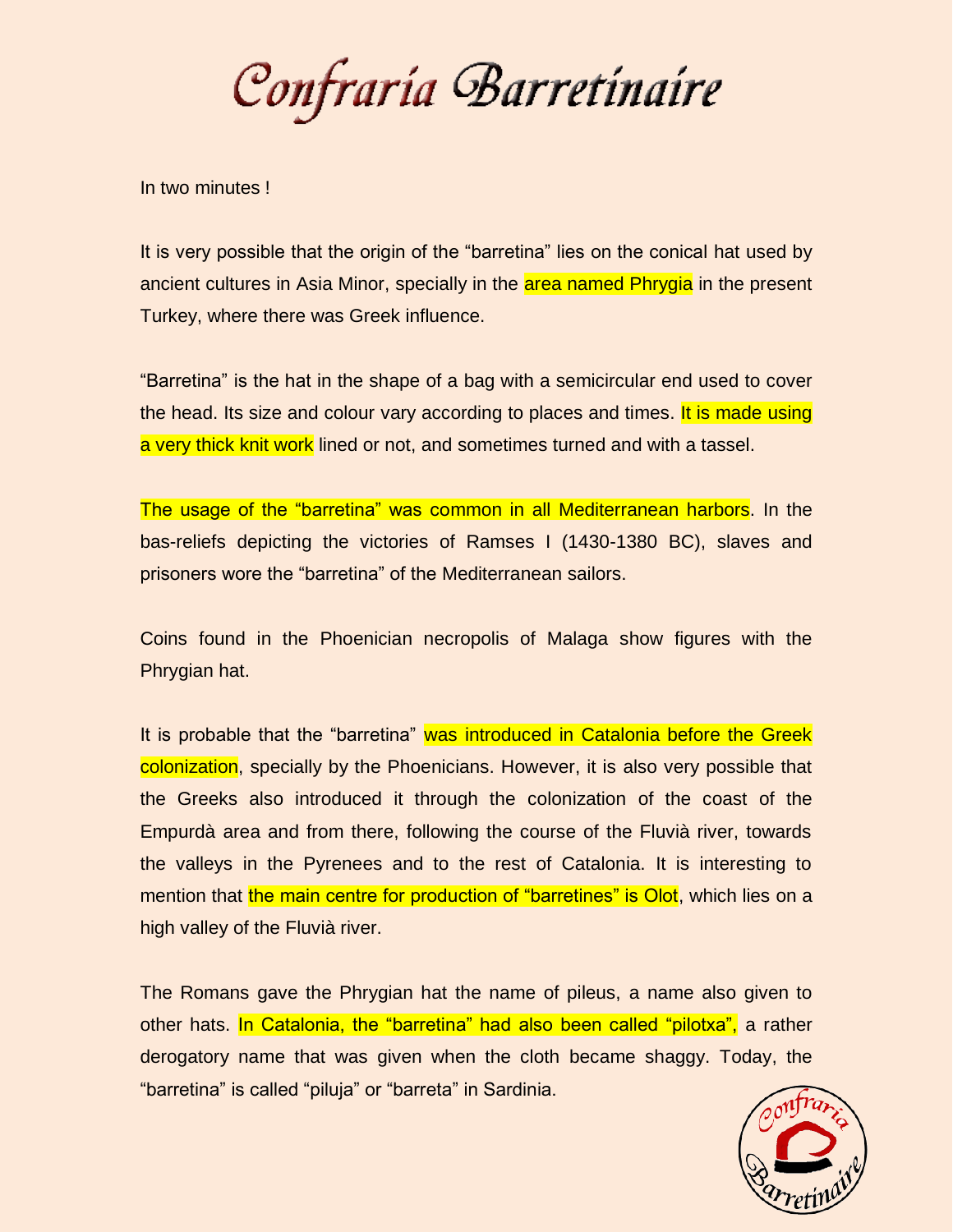# Confraria Barretinaire

In two minutes !

It is very possible that the origin of the “barretina” lies on the conical hat used by ancient cultures in Asia Minor, specially in the area named Phrygia in the present Turkey, where there was Greek influence.

“Barretina” is the hat in the shape of a bag with a semicircular end used to cover the head. Its size and colour vary according to places and times. It is made using a very thick knit work lined or not, and sometimes turned and with a tassel.

The usage of the “barretina” was common in all Mediterranean harbors. In the bas-reliefs depicting the victories of Ramses I (1430-1380 BC), slaves and prisoners wore the “barretina” of the Mediterranean sailors.

Coins found in the Phoenician necropolis of Malaga show figures with the Phrygian hat.

It is probable that the “barretina” was introduced in Catalonia before the Greek colonization, specially by the Phoenicians. However, it is also very possible that the Greeks also introduced it through the colonization of the coast of the Empurdà area and from there, following the course of the Fluvià river, towards the valleys in the Pyrenees and to the rest of Catalonia. It is interesting to mention that the main centre for production of “barretines” is Olot, which lies on a high valley of the Fluvià river.

The Romans gave the Phrygian hat the name of pileus, a name also given to other hats. In Catalonia, the “barretina” had also been called “pilotxa”, a rather derogatory name that was given when the cloth became shaggy. Today, the “barretina” is called “piluja” or “barreta” in Sardinia.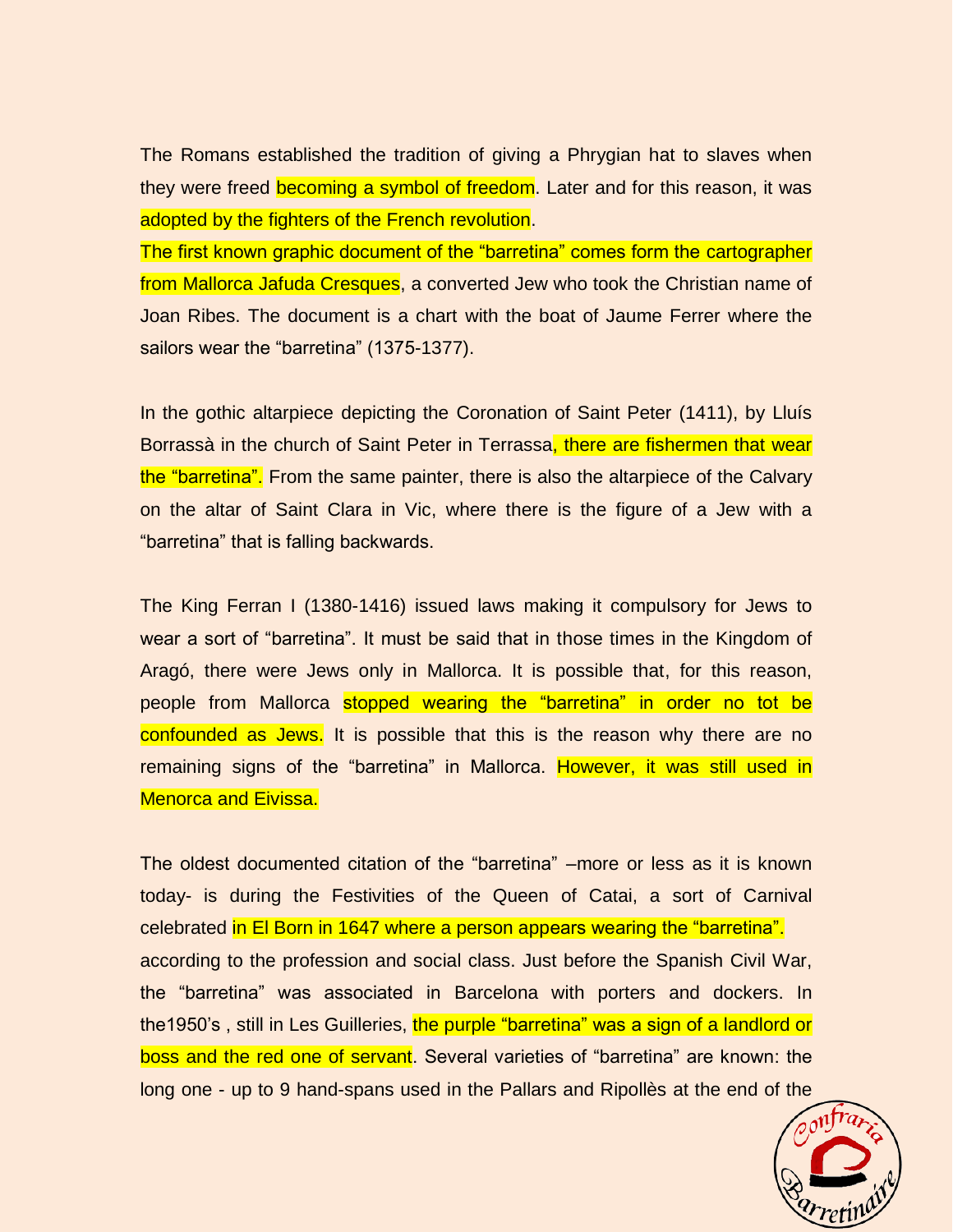The Romans established the tradition of giving a Phrygian hat to slaves when they were freed becoming a symbol of freedom. Later and for this reason, it was adopted by the fighters of the French revolution.

The first known graphic document of the "barretina" comes form the cartographer from Mallorca Jafuda Cresques, a converted Jew who took the Christian name of Joan Ribes. The document is a chart with the boat of Jaume Ferrer where the sailors wear the "barretina" (1375-1377).

In the gothic altarpiece depicting the Coronation of Saint Peter (1411), by Lluís Borrassà in the church of Saint Peter in Terrassa, there are fishermen that wear the "barretina". From the same painter, there is also the altarpiece of the Calvary on the altar of Saint Clara in Vic, where there is the figure of a Jew with a "barretina" that is falling backwards.

The King Ferran I (1380-1416) issued laws making it compulsory for Jews to wear a sort of "barretina". It must be said that in those times in the Kingdom of Aragó, there were Jews only in Mallorca. It is possible that, for this reason, people from Mallorca stopped wearing the "barretina" in order no tot be confounded as Jews. It is possible that this is the reason why there are no remaining signs of the "barretina" in Mallorca. However, it was still used in Menorca and Eivissa.

The oldest documented citation of the "barretina" –more or less as it is known today- is during the Festivities of the Queen of Catai, a sort of Carnival celebrated in El Born in 1647 where a person appears wearing the "barretina". according to the profession and social class. Just before the Spanish Civil War, the "barretina" was associated in Barcelona with porters and dockers. In the1950's , still in Les Guilleries, the purple "barretina" was a sign of a landlord or boss and the red one of servant. Several varieties of "barretina" are known: the long one - up to 9 hand-spans used in the Pallars and Ripollès at the end of the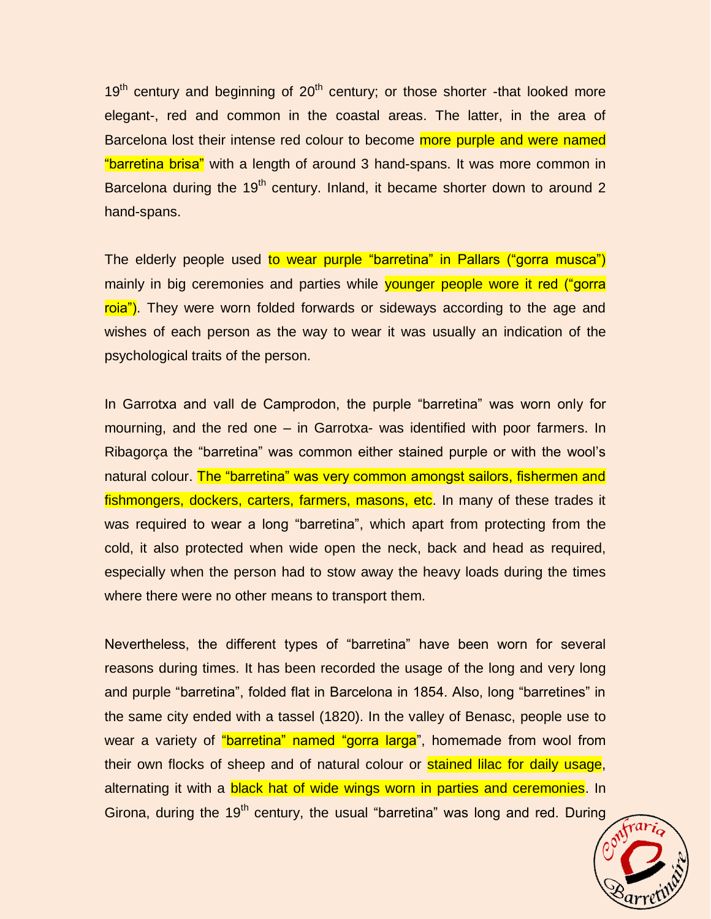19th century and beginning of 20th century; or those shorter -that looked more elegant-, red and common in the coastal areas. The latter, in the area of Barcelona lost their intense red colour to become more purple and were named “barretina brisa” with a length of around 3 hand-spans. It was more common in Barcelona during the 19th century. Inland, it became shorter down to around 2 hand-spans.

The elderly people used to wear purple “barretina” in Pallars (“gorra musca”) mainly in big ceremonies and parties while younger people wore it red (“gorra roia”). They were worn folded forwards or sideways according to the age and wishes of each person as the way to wear it was usually an indication of the psychological traits of the person.

In Garrotxa and vall de Camprodon, the purple “barretina” was worn only for mourning, and the red one – in Garrotxa- was identified with poor farmers. In Ribagorça the “barretina” was common either stained purple or with the wool’s natural colour. The “barretina” was very common amongst sailors, fishermen and fishmongers, dockers, carters, farmers, masons, etc. In many of these trades it was required to wear a long “barretina”, which apart from protecting from the cold, it also protected when wide open the neck, back and head as required, especially when the person had to stow away the heavy loads during the times where there were no other means to transport them.

Nevertheless, the different types of “barretina” have been worn for several reasons during times. It has been recorded the usage of the long and very long and purple “barretina”, folded flat in Barcelona in 1854. Also, long “barretines” in the same city ended with a tassel (1820). In the valley of Benasc, people use to wear a variety of “barretina” named “gorra larga”, homemade from wool from their own flocks of sheep and of natural colour or stained lilac for daily usage, alternating it with a black hat of wide wings worn in parties and ceremonies. In Girona, during the 19th century, the usual “barretina” was long and red. During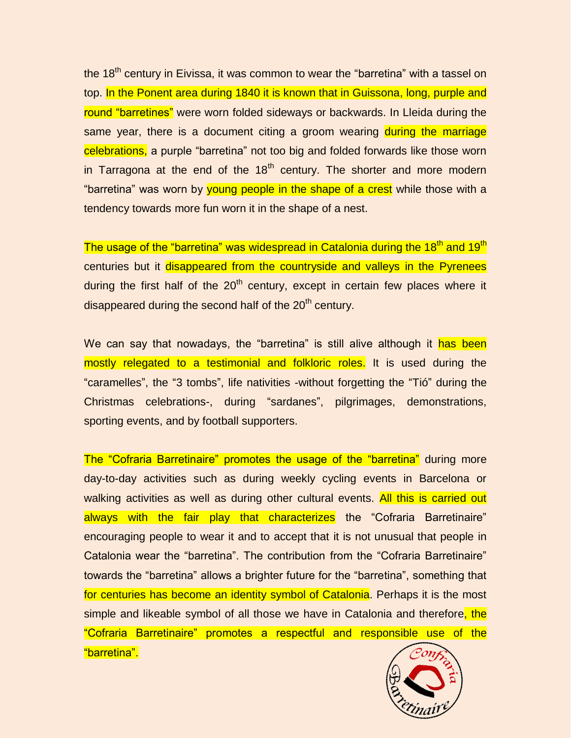the 18th century in Eivissa, it was common to wear the “barretina” with a tassel on top. In the Ponent area during 1840 it is known that in Guissona, long, purple and round “barretines” were worn folded sideways or backwards. In Lleida during the same year, there is a document citing a groom wearing during the marriage celebrations, a purple “barretina” not too big and folded forwards like those worn in Tarragona at the end of the 18th century. The shorter and more modern “barretina” was worn by young people in the shape of a crest while those with a tendency towards more fun worn it in the shape of a nest.

The usage of the “barretina” was widespread in Catalonia during the 18th and 19th centuries but it disappeared from the countryside and valleys in the Pyrenees during the first half of the 20th century, except in certain few places where it disappeared during the second half of the 20th century.

We can say that nowadays, the “barretina” is still alive although it has been mostly relegated to a testimonial and folkloric roles. It is used during the “caramelles”, the “3 tombs”, life nativities -without forgetting the “Tió” during the Christmas celebrations-, during “sardanes”, pilgrimages, demonstrations, sporting events, and by football supporters.

The “Cofraria Barretinaire” promotes the usage of the “barretina” during more day-to-day activities such as during weekly cycling events in Barcelona or walking activities as well as during other cultural events. All this is carried out always with the fair play that characterizes the “Cofraria Barretinaire” encouraging people to wear it and to accept that it is not unusual that people in Catalonia wear the “barretina”. The contribution from the “Cofraria Barretinaire” towards the “barretina” allows a brighter future for the “barretina”, something that for centuries has become an identity symbol of Catalonia. Perhaps it is the most simple and likeable symbol of all those we have in Catalonia and therefore, the “Cofraria Barretinaire” promotes a respectful and responsible use of the “barretina”.